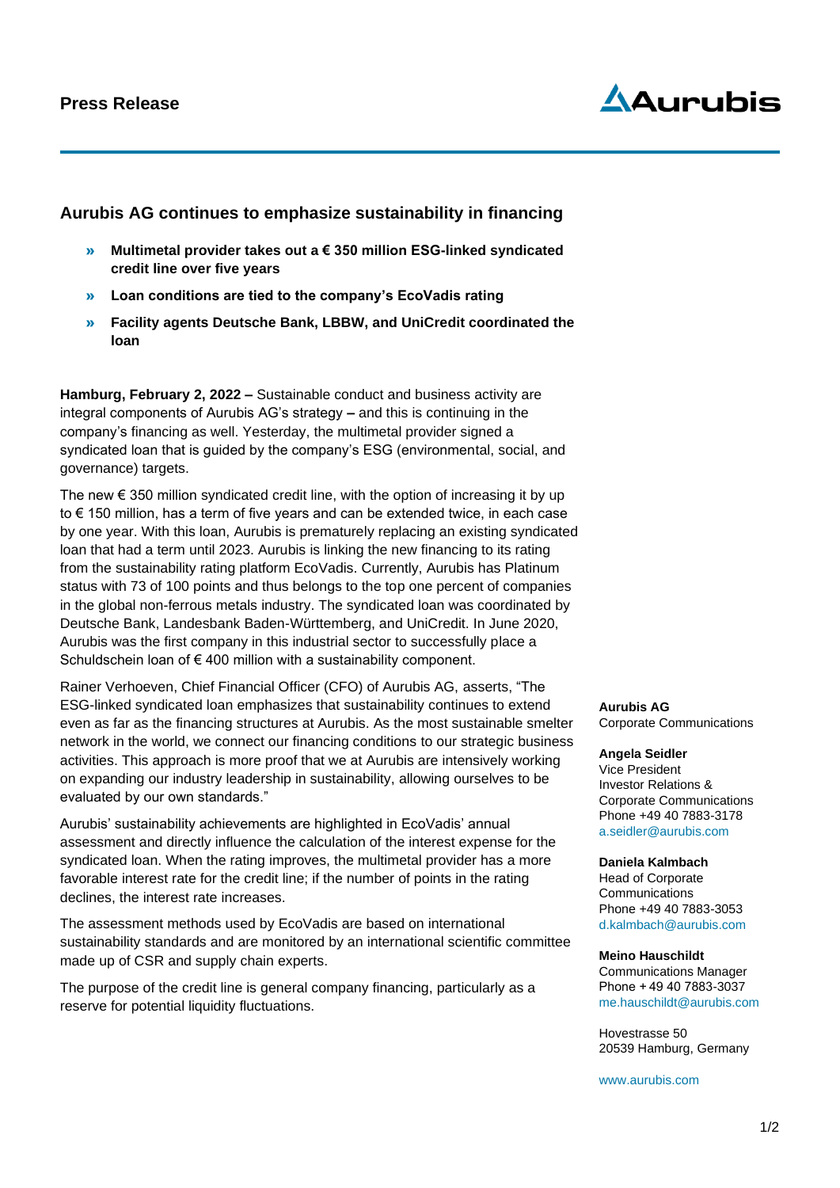Press Release

# Aurubis AG continues to emphasize sustainability in financing

- **Multimetal provider takes out a € 350 million ESG-linked syndicated credit line over five years**
- **Loan conditions are tied to the company's EcoVadis rating**
- **Facility agents Deutsche Bank, LBBW, and UniCredit coordinated the loan**

**Hamburg, February 2, 2022 –** Sustainable conduct and business activity are integral components of Aurubis AG's strategy **–** and this is continuing in the company's financing as well. Yesterday, the multimetal provider signed a syndicated loan that is guided by the company's ESG (environmental, social, and governance) targets.

The new € 350 million syndicated credit line, with the option of increasing it by up to € 150 million, has a term of five years and can be extended twice, in each case by one year. With this loan, Aurubis is prematurely replacing an existing syndicated loan that had a term until 2023. Aurubis is linking the new financing to its rating from the sustainability rating platform EcoVadis. Currently, Aurubis has Platinum status with 73 of 100 points and thus belongs to the top one percent of companies in the global non-ferrous metals industry. The syndicated loan was coordinated by Deutsche Bank, Landesbank Baden-Württemberg, and UniCredit. In June 2020, Aurubis was the first company in this industrial sector to successfully place a Schuldschein loan of € 400 million with a sustainability component.

Rainer Verhoeven, Chief Financial Officer (CFO) of Aurubis AG, asserts, "The ESG-linked syndicated loan emphasizes that sustainability continues to extend even as far as the financing structures at Aurubis. As the most sustainable smelter network in the world, we connect our financing conditions to our strategic business activities. This approach is more proof that we at Aurubis are intensively working on expanding our industry leadership in sustainability, allowing ourselves to be evaluated by our own standards."

Aurubis' sustainability achievements are highlighted in EcoVadis' annual assessment and directly influence the calculation of the interest expense for the syndicated loan. When the rating improves, the multimetal provider has a more favorable interest rate for the credit line; if the number of points in the rating declines, the interest rate increases.

The assessment methods used by EcoVadis are based on international sustainability standards and are monitored by an international scientific committee made up of CSR and supply chain experts.

The purpose of the credit line is general company financing, particularly as a reserve for potential liquidity fluctuations.

**Aurubis AG**
Corporate Communications

**Angela Seidler**
Vice President
Investor Relations &
Corporate Communications
Phone +49 40 7883-3178
a.seidler@aurubis.com

**Daniela Kalmbach**
Head of Corporate Communications
Phone +49 40 7883-3053
d.kalmbach@aurubis.com

**Meino Hauschildt**
Communications Manager
Phone + 49 40 7883-3037
me.hauschildt@aurubis.com

Hovestrasse 50
20539 Hamburg, Germany

www.aurubis.com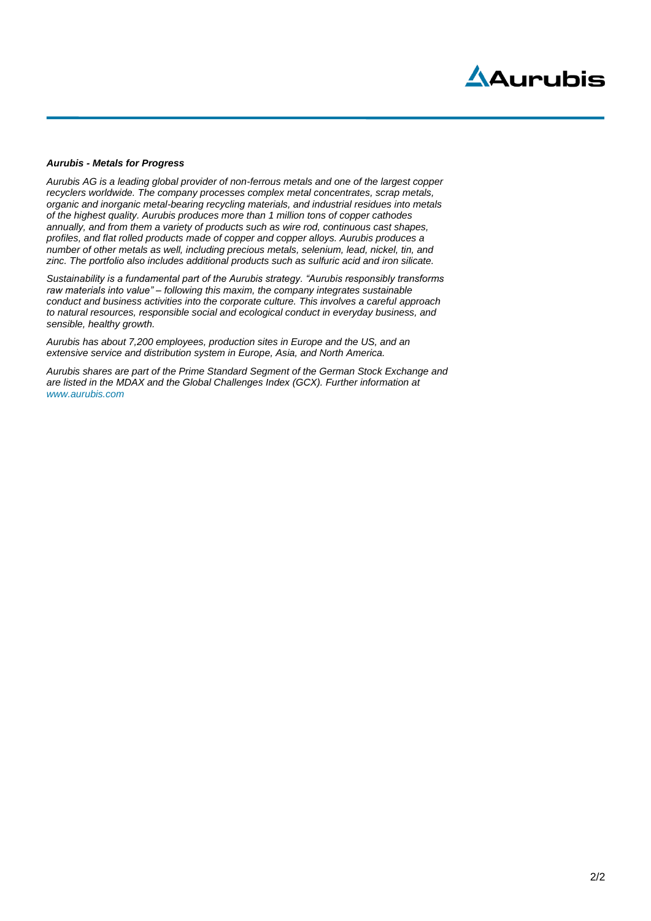***Aurubis - Metals for Progress***

*Aurubis AG is a leading global provider of non-ferrous metals and one of the largest copper recyclers worldwide. The company processes complex metal concentrates, scrap metals, organic and inorganic metal-bearing recycling materials, and industrial residues into metals of the highest quality. Aurubis produces more than 1 million tons of copper cathodes annually, and from them a variety of products such as wire rod, continuous cast shapes, profiles, and flat rolled products made of copper and copper alloys. Aurubis produces a number of other metals as well, including precious metals, selenium, lead, nickel, tin, and zinc. The portfolio also includes additional products such as sulfuric acid and iron silicate.*

*Sustainability is a fundamental part of the Aurubis strategy. "Aurubis responsibly transforms raw materials into value" – following this maxim, the company integrates sustainable conduct and business activities into the corporate culture. This involves a careful approach to natural resources, responsible social and ecological conduct in everyday business, and sensible, healthy growth.*

*Aurubis has about 7,200 employees, production sites in Europe and the US, and an extensive service and distribution system in Europe, Asia, and North America.*

*Aurubis shares are part of the Prime Standard Segment of the German Stock Exchange and are listed in the MDAX and the Global Challenges Index (GCX). Further information at www.aurubis.com*